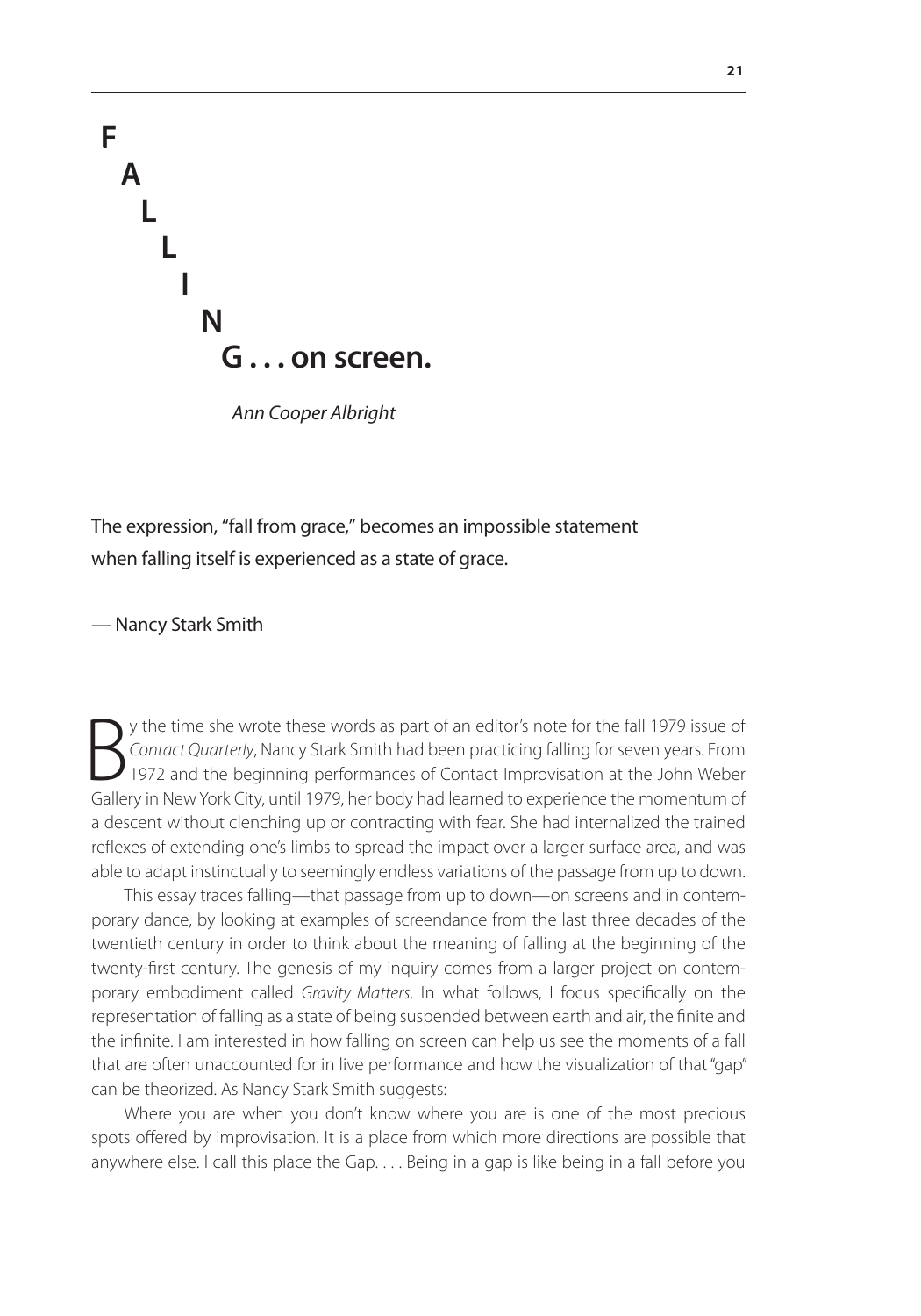# FALLING . . . on screen.

*Ann Cooper Albright*

The expression, "fall from grace," becomes an impossible statement when falling itself is experienced as a state of grace.

— Nancy Stark Smith

By the time she wrote these words as part of an editor's note for the fall 1979 issue of *Contact Quarterly*, Nancy Stark Smith had been practicing falling for seven years. From 1972 and the beginning performances of Contact Improvisation at the John Weber Gallery in New York City, until 1979, her body had learned to experience the momentum of a descent without clenching up or contracting with fear. She had internalized the trained reflexes of extending one's limbs to spread the impact over a larger surface area, and was able to adapt instinctually to seemingly endless variations of the passage from up to down.

This essay traces falling—that passage from up to down—on screens and in contemporary dance, by looking at examples of screendance from the last three decades of the twentieth century in order to think about the meaning of falling at the beginning of the twenty-first century. The genesis of my inquiry comes from a larger project on contemporary embodiment called *Gravity Matters*. In what follows, I focus specifically on the representation of falling as a state of being suspended between earth and air, the finite and the infinite. I am interested in how falling on screen can help us see the moments of a fall that are often unaccounted for in live performance and how the visualization of that "gap" can be theorized. As Nancy Stark Smith suggests:

Where you are when you don't know where you are is one of the most precious spots offered by improvisation. It is a place from which more directions are possible that anywhere else. I call this place the Gap. . . . Being in a gap is like being in a fall before you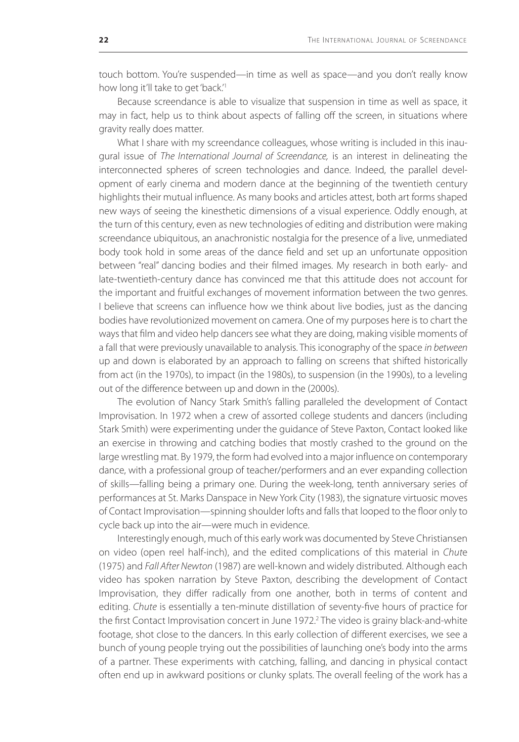touch bottom. You're suspended—in time as well as space—and you don't really know how long it'll take to get 'back.'[1]

Because screendance is able to visualize that suspension in time as well as space, it may in fact, help us to think about aspects of falling off the screen, in situations where gravity really does matter.

What I share with my screendance colleagues, whose writing is included in this inaugural issue of *The International Journal of Screendance,* is an interest in delineating the interconnected spheres of screen technologies and dance. Indeed, the parallel development of early cinema and modern dance at the beginning of the twentieth century highlights their mutual influence. As many books and articles attest, both art forms shaped new ways of seeing the kinesthetic dimensions of a visual experience. Oddly enough, at the turn of this century, even as new technologies of editing and distribution were making screendance ubiquitous, an anachronistic nostalgia for the presence of a live, unmediated body took hold in some areas of the dance field and set up an unfortunate opposition between "real" dancing bodies and their filmed images. My research in both early- and late-twentieth-century dance has convinced me that this attitude does not account for the important and fruitful exchanges of movement information between the two genres. I believe that screens can influence how we think about live bodies, just as the dancing bodies have revolutionized movement on camera. One of my purposes here is to chart the ways that film and video help dancers see what they are doing, making visible moments of a fall that were previously unavailable to analysis. This iconography of the space *in between* up and down is elaborated by an approach to falling on screens that shifted historically from act (in the 1970s), to impact (in the 1980s), to suspension (in the 1990s), to a leveling out of the difference between up and down in the (2000s).

The evolution of Nancy Stark Smith's falling paralleled the development of Contact Improvisation. In 1972 when a crew of assorted college students and dancers (including Stark Smith) were experimenting under the guidance of Steve Paxton, Contact looked like an exercise in throwing and catching bodies that mostly crashed to the ground on the large wrestling mat. By 1979, the form had evolved into a major influence on contemporary dance, with a professional group of teacher/performers and an ever expanding collection of skills—falling being a primary one. During the week-long, tenth anniversary series of performances at St. Marks Danspace in New York City (1983), the signature virtuosic moves of Contact Improvisation—spinning shoulder lofts and falls that looped to the floor only to cycle back up into the air—were much in evidence.

Interestingly enough, much of this early work was documented by Steve Christiansen on video (open reel half-inch), and the edited complications of this material in *Chute* (1975) and *Fall After Newton* (1987) are well-known and widely distributed. Although each video has spoken narration by Steve Paxton, describing the development of Contact Improvisation, they differ radically from one another, both in terms of content and editing. *Chute* is essentially a ten-minute distillation of seventy-five hours of practice for the first Contact Improvisation concert in June 1972.[2] The video is grainy black-and-white footage, shot close to the dancers. In this early collection of different exercises, we see a bunch of young people trying out the possibilities of launching one's body into the arms of a partner. These experiments with catching, falling, and dancing in physical contact often end up in awkward positions or clunky splats. The overall feeling of the work has a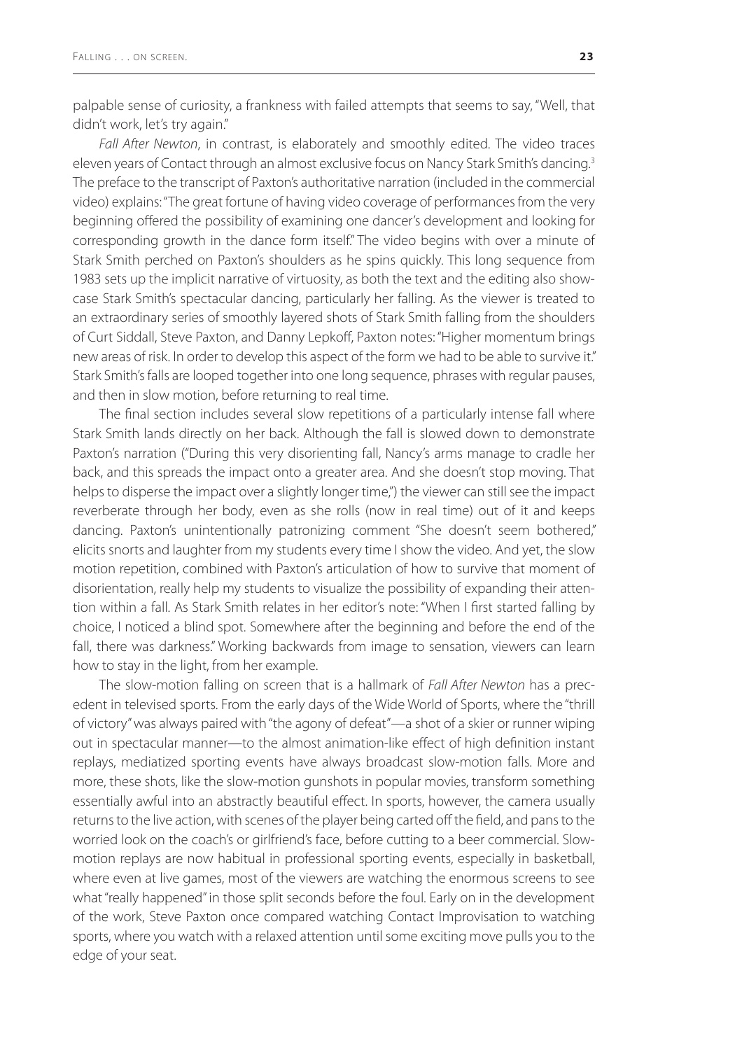palpable sense of curiosity, a frankness with failed attempts that seems to say, "Well, that didn't work, let's try again."

*Fall After Newton*, in contrast, is elaborately and smoothly edited. The video traces eleven years of Contact through an almost exclusive focus on Nancy Stark Smith's dancing.[3] The preface to the transcript of Paxton's authoritative narration (included in the commercial video) explains: "The great fortune of having video coverage of performances from the very beginning offered the possibility of examining one dancer's development and looking for corresponding growth in the dance form itself." The video begins with over a minute of Stark Smith perched on Paxton's shoulders as he spins quickly. This long sequence from 1983 sets up the implicit narrative of virtuosity, as both the text and the editing also showcase Stark Smith's spectacular dancing, particularly her falling. As the viewer is treated to an extraordinary series of smoothly layered shots of Stark Smith falling from the shoulders of Curt Siddall, Steve Paxton, and Danny Lepkoff, Paxton notes: "Higher momentum brings new areas of risk. In order to develop this aspect of the form we had to be able to survive it." Stark Smith's falls are looped together into one long sequence, phrases with regular pauses, and then in slow motion, before returning to real time.

The final section includes several slow repetitions of a particularly intense fall where Stark Smith lands directly on her back. Although the fall is slowed down to demonstrate Paxton's narration ("During this very disorienting fall, Nancy's arms manage to cradle her back, and this spreads the impact onto a greater area. And she doesn't stop moving. That helps to disperse the impact over a slightly longer time,") the viewer can still see the impact reverberate through her body, even as she rolls (now in real time) out of it and keeps dancing. Paxton's unintentionally patronizing comment "She doesn't seem bothered," elicits snorts and laughter from my students every time I show the video. And yet, the slow motion repetition, combined with Paxton's articulation of how to survive that moment of disorientation, really help my students to visualize the possibility of expanding their attention within a fall. As Stark Smith relates in her editor's note: "When I first started falling by choice, I noticed a blind spot. Somewhere after the beginning and before the end of the fall, there was darkness." Working backwards from image to sensation, viewers can learn how to stay in the light, from her example.

The slow-motion falling on screen that is a hallmark of *Fall After Newton* has a precedent in televised sports. From the early days of the Wide World of Sports, where the "thrill of victory" was always paired with "the agony of defeat"—a shot of a skier or runner wiping out in spectacular manner—to the almost animation-like effect of high definition instant replays, mediatized sporting events have always broadcast slow-motion falls. More and more, these shots, like the slow-motion gunshots in popular movies, transform something essentially awful into an abstractly beautiful effect. In sports, however, the camera usually returns to the live action, with scenes of the player being carted off the field, and pans to the worried look on the coach's or girlfriend's face, before cutting to a beer commercial. Slow-motion replays are now habitual in professional sporting events, especially in basketball, where even at live games, most of the viewers are watching the enormous screens to see what "really happened" in those split seconds before the foul. Early on in the development of the work, Steve Paxton once compared watching Contact Improvisation to watching sports, where you watch with a relaxed attention until some exciting move pulls you to the edge of your seat.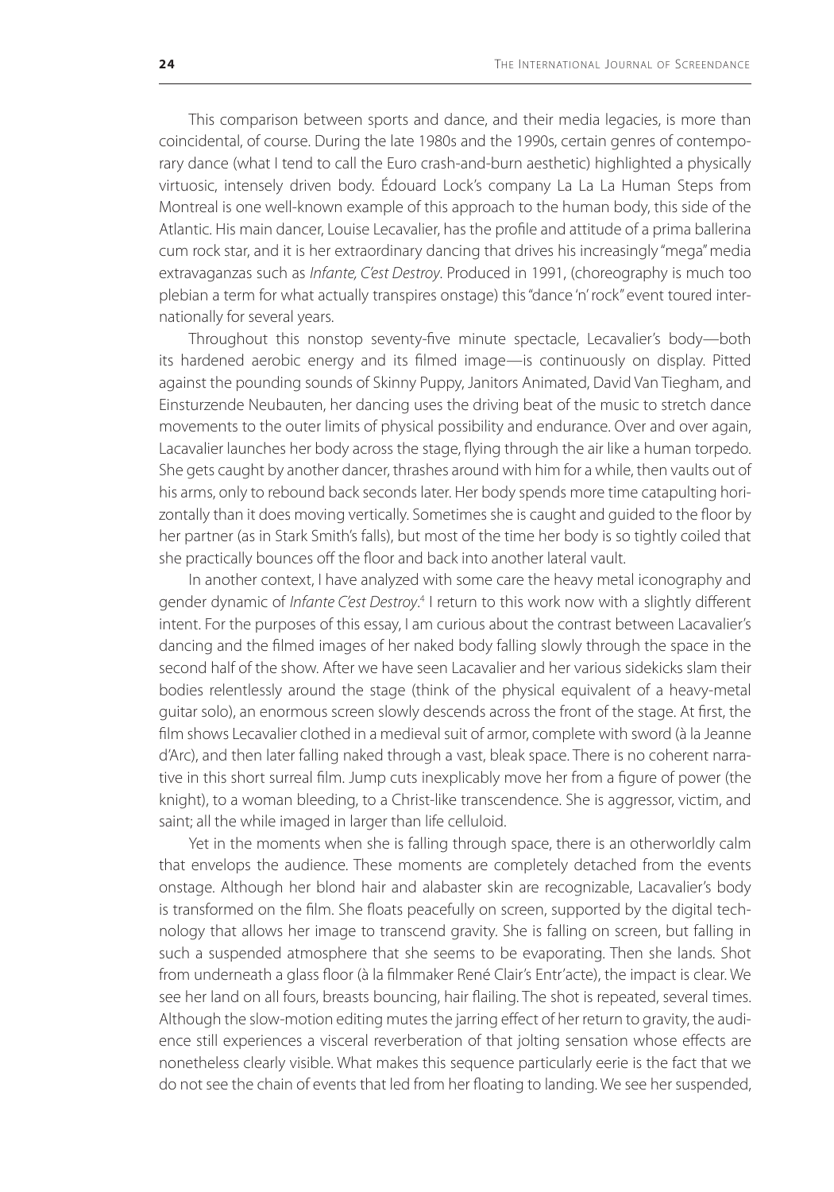This comparison between sports and dance, and their media legacies, is more than coincidental, of course. During the late 1980s and the 1990s, certain genres of contemporary dance (what I tend to call the Euro crash-and-burn aesthetic) highlighted a physically virtuosic, intensely driven body. Édouard Lock's company La La La Human Steps from Montreal is one well-known example of this approach to the human body, this side of the Atlantic. His main dancer, Louise Lecavalier, has the profile and attitude of a prima ballerina cum rock star, and it is her extraordinary dancing that drives his increasingly "mega" media extravaganzas such as *Infante, C'est Destroy*. Produced in 1991, (choreography is much too plebian a term for what actually transpires onstage) this "dance 'n' rock" event toured internationally for several years.

Throughout this nonstop seventy-five minute spectacle, Lecavalier's body—both its hardened aerobic energy and its filmed image—is continuously on display. Pitted against the pounding sounds of Skinny Puppy, Janitors Animated, David Van Tiegham, and Einsturzende Neubauten, her dancing uses the driving beat of the music to stretch dance movements to the outer limits of physical possibility and endurance. Over and over again, Lacavalier launches her body across the stage, flying through the air like a human torpedo. She gets caught by another dancer, thrashes around with him for a while, then vaults out of his arms, only to rebound back seconds later. Her body spends more time catapulting horizontally than it does moving vertically. Sometimes she is caught and guided to the floor by her partner (as in Stark Smith's falls), but most of the time her body is so tightly coiled that she practically bounces off the floor and back into another lateral vault.

In another context, I have analyzed with some care the heavy metal iconography and gender dynamic of *Infante C'est Destroy*.[4] I return to this work now with a slightly different intent. For the purposes of this essay, I am curious about the contrast between Lacavalier's dancing and the filmed images of her naked body falling slowly through the space in the second half of the show. After we have seen Lacavalier and her various sidekicks slam their bodies relentlessly around the stage (think of the physical equivalent of a heavy-metal guitar solo), an enormous screen slowly descends across the front of the stage. At first, the film shows Lecavalier clothed in a medieval suit of armor, complete with sword (à la Jeanne d'Arc), and then later falling naked through a vast, bleak space. There is no coherent narrative in this short surreal film. Jump cuts inexplicably move her from a figure of power (the knight), to a woman bleeding, to a Christ-like transcendence. She is aggressor, victim, and saint; all the while imaged in larger than life celluloid.

Yet in the moments when she is falling through space, there is an otherworldly calm that envelops the audience. These moments are completely detached from the events onstage. Although her blond hair and alabaster skin are recognizable, Lacavalier's body is transformed on the film. She floats peacefully on screen, supported by the digital technology that allows her image to transcend gravity. She is falling on screen, but falling in such a suspended atmosphere that she seems to be evaporating. Then she lands. Shot from underneath a glass floor (à la filmmaker René Clair's Entr'acte), the impact is clear. We see her land on all fours, breasts bouncing, hair flailing. The shot is repeated, several times. Although the slow-motion editing mutes the jarring effect of her return to gravity, the audience still experiences a visceral reverberation of that jolting sensation whose effects are nonetheless clearly visible. What makes this sequence particularly eerie is the fact that we do not see the chain of events that led from her floating to landing. We see her suspended,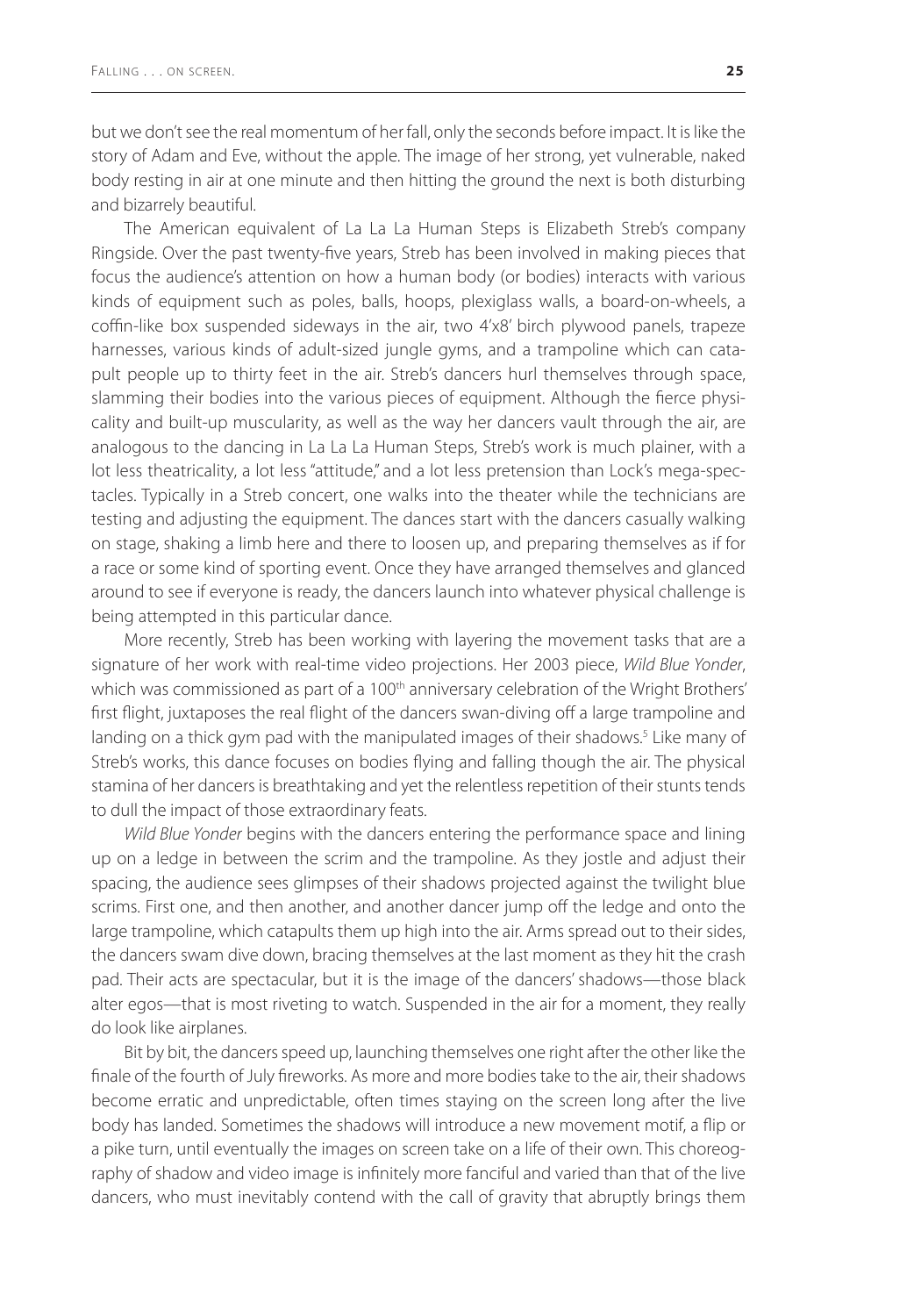but we don't see the real momentum of her fall, only the seconds before impact. It is like the story of Adam and Eve, without the apple. The image of her strong, yet vulnerable, naked body resting in air at one minute and then hitting the ground the next is both disturbing and bizarrely beautiful.

The American equivalent of La La La Human Steps is Elizabeth Streb's company Ringside. Over the past twenty-five years, Streb has been involved in making pieces that focus the audience's attention on how a human body (or bodies) interacts with various kinds of equipment such as poles, balls, hoops, plexiglass walls, a board-on-wheels, a coffin-like box suspended sideways in the air, two 4'x8' birch plywood panels, trapeze harnesses, various kinds of adult-sized jungle gyms, and a trampoline which can catapult people up to thirty feet in the air. Streb's dancers hurl themselves through space, slamming their bodies into the various pieces of equipment. Although the fierce physicality and built-up muscularity, as well as the way her dancers vault through the air, are analogous to the dancing in La La La Human Steps, Streb's work is much plainer, with a lot less theatricality, a lot less "attitude," and a lot less pretension than Lock's mega-spectacles. Typically in a Streb concert, one walks into the theater while the technicians are testing and adjusting the equipment. The dances start with the dancers casually walking on stage, shaking a limb here and there to loosen up, and preparing themselves as if for a race or some kind of sporting event. Once they have arranged themselves and glanced around to see if everyone is ready, the dancers launch into whatever physical challenge is being attempted in this particular dance.

More recently, Streb has been working with layering the movement tasks that are a signature of her work with real-time video projections. Her 2003 piece, *Wild Blue Yonder*, which was commissioned as part of a 100th anniversary celebration of the Wright Brothers' first flight, juxtaposes the real flight of the dancers swan-diving off a large trampoline and landing on a thick gym pad with the manipulated images of their shadows.[5] Like many of Streb's works, this dance focuses on bodies flying and falling though the air. The physical stamina of her dancers is breathtaking and yet the relentless repetition of their stunts tends to dull the impact of those extraordinary feats.

*Wild Blue Yonder* begins with the dancers entering the performance space and lining up on a ledge in between the scrim and the trampoline. As they jostle and adjust their spacing, the audience sees glimpses of their shadows projected against the twilight blue scrims. First one, and then another, and another dancer jump off the ledge and onto the large trampoline, which catapults them up high into the air. Arms spread out to their sides, the dancers swam dive down, bracing themselves at the last moment as they hit the crash pad. Their acts are spectacular, but it is the image of the dancers' shadows—those black alter egos—that is most riveting to watch. Suspended in the air for a moment, they really do look like airplanes.

Bit by bit, the dancers speed up, launching themselves one right after the other like the finale of the fourth of July fireworks. As more and more bodies take to the air, their shadows become erratic and unpredictable, often times staying on the screen long after the live body has landed. Sometimes the shadows will introduce a new movement motif, a flip or a pike turn, until eventually the images on screen take on a life of their own. This choreography of shadow and video image is infinitely more fanciful and varied than that of the live dancers, who must inevitably contend with the call of gravity that abruptly brings them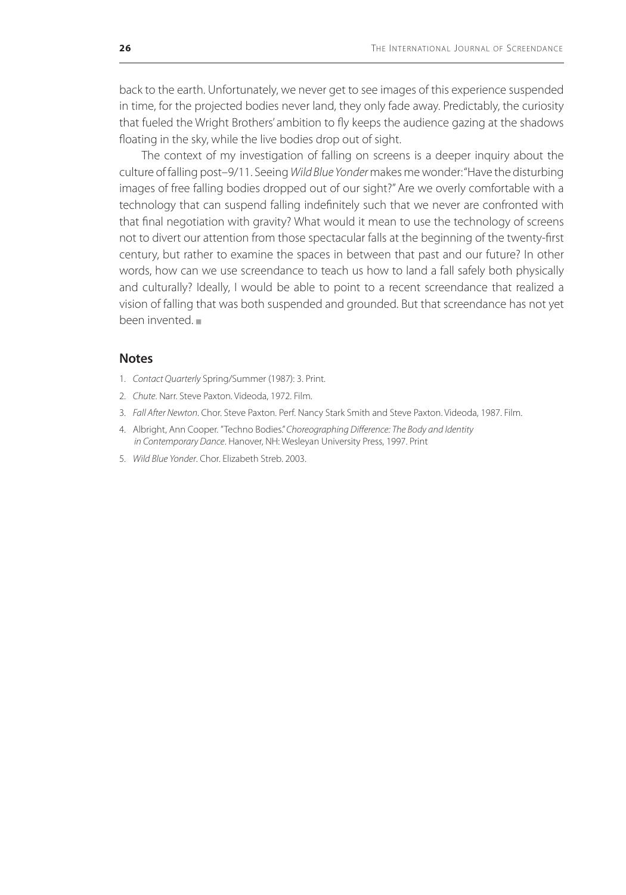back to the earth. Unfortunately, we never get to see images of this experience suspended in time, for the projected bodies never land, they only fade away. Predictably, the curiosity that fueled the Wright Brothers' ambition to fly keeps the audience gazing at the shadows floating in the sky, while the live bodies drop out of sight.

The context of my investigation of falling on screens is a deeper inquiry about the culture of falling post–9/11. Seeing *Wild Blue Yonder* makes me wonder: "Have the disturbing images of free falling bodies dropped out of our sight?" Are we overly comfortable with a technology that can suspend falling indefinitely such that we never are confronted with that final negotiation with gravity? What would it mean to use the technology of screens not to divert our attention from those spectacular falls at the beginning of the twenty-first century, but rather to examine the spaces in between that past and our future? In other words, how can we use screendance to teach us how to land a fall safely both physically and culturally? Ideally, I would be able to point to a recent screendance that realized a vision of falling that was both suspended and grounded. But that screendance has not yet been invented. ■

## Notes

1. *Contact Quarterly* Spring/Summer (1987): 3. Print.
2. *Chute*. Narr. Steve Paxton. Videoda, 1972. Film.
3. *Fall After Newton*. Chor. Steve Paxton. Perf. Nancy Stark Smith and Steve Paxton. Videoda, 1987. Film.
4. Albright, Ann Cooper. "Techno Bodies." *Choreographing Difference: The Body and Identity in Contemporary Dance*. Hanover, NH: Wesleyan University Press, 1997. Print
5. *Wild Blue Yonder*. Chor. Elizabeth Streb. 2003.